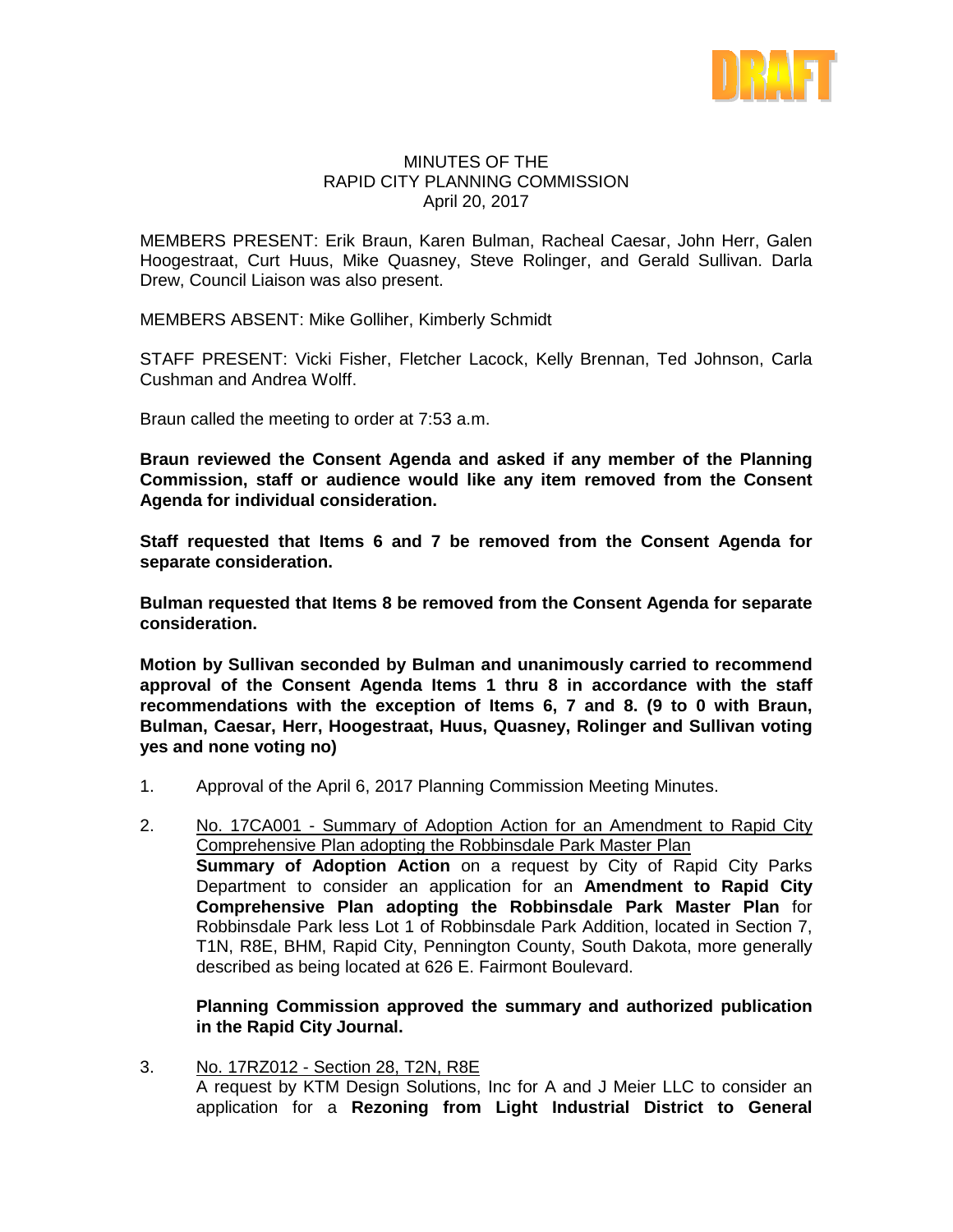DRAFT

MINUTES OF THE
RAPID CITY PLANNING COMMISSION
April 20, 2017

MEMBERS PRESENT: Erik Braun, Karen Bulman, Racheal Caesar, John Herr, Galen Hoogestraat, Curt Huus, Mike Quasney, Steve Rolinger, and Gerald Sullivan. Darla Drew, Council Liaison was also present.

MEMBERS ABSENT: Mike Golliher, Kimberly Schmidt

STAFF PRESENT: Vicki Fisher, Fletcher Lacock, Kelly Brennan, Ted Johnson, Carla Cushman and Andrea Wolff.

Braun called the meeting to order at 7:53 a.m.

**Braun reviewed the Consent Agenda and asked if any member of the Planning Commission, staff or audience would like any item removed from the Consent Agenda for individual consideration.**

**Staff requested that Items 6 and 7 be removed from the Consent Agenda for separate consideration.**

**Bulman requested that Items 8 be removed from the Consent Agenda for separate consideration.**

**Motion by Sullivan seconded by Bulman and unanimously carried to recommend approval of the Consent Agenda Items 1 thru 8 in accordance with the staff recommendations with the exception of Items 6, 7 and 8. (9 to 0 with Braun, Bulman, Caesar, Herr, Hoogestraat, Huus, Quasney, Rolinger and Sullivan voting yes and none voting no)**

1. Approval of the April 6, 2017 Planning Commission Meeting Minutes.

2. No. 17CA001 - Summary of Adoption Action for an Amendment to Rapid City Comprehensive Plan adopting the Robbinsdale Park Master Plan
   **Summary of Adoption Action** on a request by City of Rapid City Parks Department to consider an application for an **Amendment to Rapid City Comprehensive Plan adopting the Robbinsdale Park Master Plan** for Robbinsdale Park less Lot 1 of Robbinsdale Park Addition, located in Section 7, T1N, R8E, BHM, Rapid City, Pennington County, South Dakota, more generally described as being located at 626 E. Fairmont Boulevard.

   **Planning Commission approved the summary and authorized publication in the Rapid City Journal.**

3. No. 17RZ012 - Section 28, T2N, R8E
   A request by KTM Design Solutions, Inc for A and J Meier LLC to consider an application for a **Rezoning from Light Industrial District to General**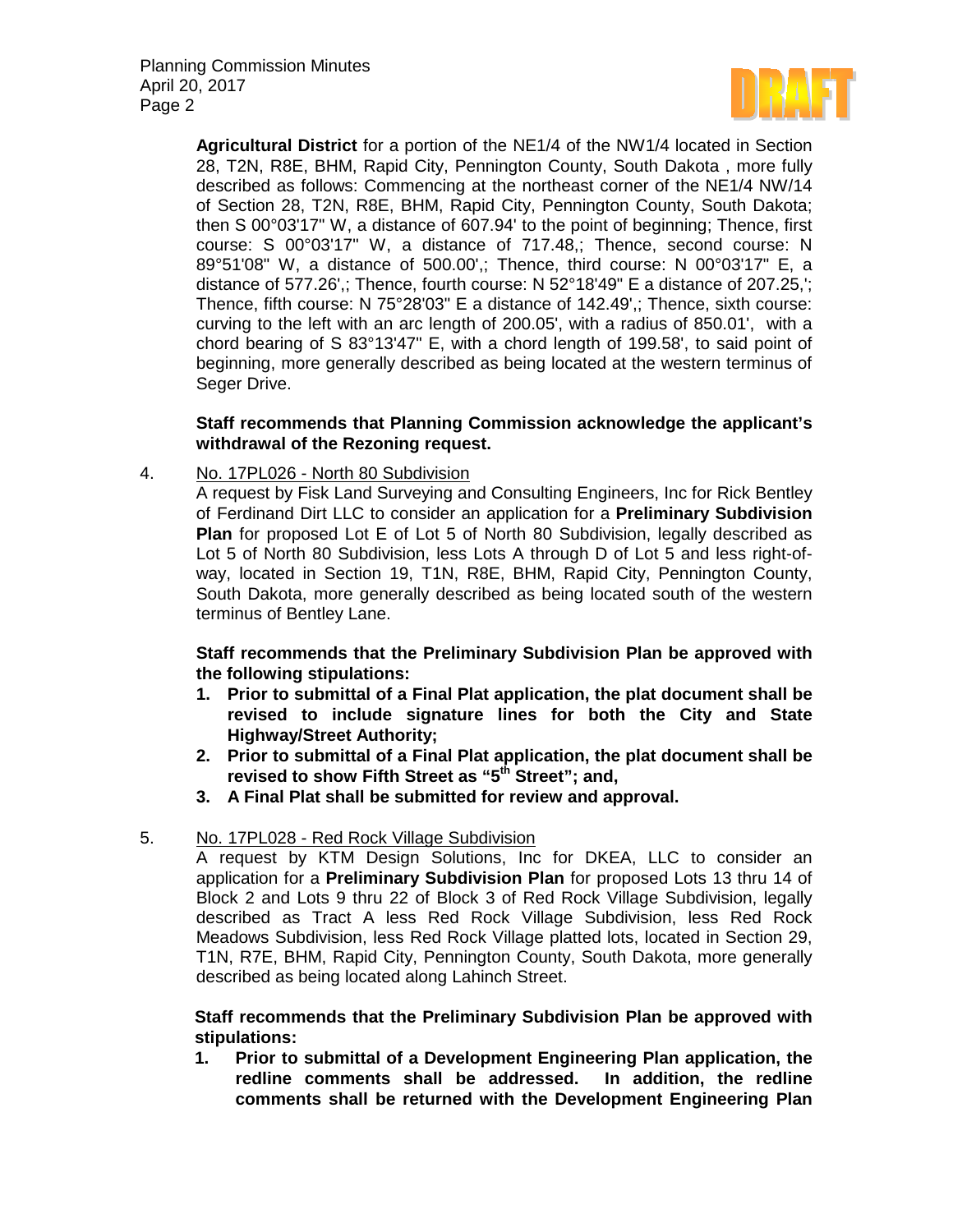**Agricultural District** for a portion of the NE1/4 of the NW1/4 located in Section 28, T2N, R8E, BHM, Rapid City, Pennington County, South Dakota , more fully described as follows: Commencing at the northeast corner of the NE1/4 NW/14 of Section 28, T2N, R8E, BHM, Rapid City, Pennington County, South Dakota; then S 00°03'17" W, a distance of 607.94' to the point of beginning; Thence, first course: S 00°03'17" W, a distance of 717.48,; Thence, second course: N 89°51'08" W, a distance of 500.00',; Thence, third course: N 00°03'17" E, a distance of 577.26',; Thence, fourth course: N 52°18'49" E a distance of 207.25,'; Thence, fifth course: N 75°28'03" E a distance of 142.49',; Thence, sixth course: curving to the left with an arc length of 200.05', with a radius of 850.01', with a chord bearing of S 83°13'47" E, with a chord length of 199.58', to said point of beginning, more generally described as being located at the western terminus of Seger Drive.

**Staff recommends that Planning Commission acknowledge the applicant's withdrawal of the Rezoning request.**

4. No. 17PL026 - North 80 Subdivision

A request by Fisk Land Surveying and Consulting Engineers, Inc for Rick Bentley of Ferdinand Dirt LLC to consider an application for a **Preliminary Subdivision Plan** for proposed Lot E of Lot 5 of North 80 Subdivision, legally described as Lot 5 of North 80 Subdivision, less Lots A through D of Lot 5 and less right-of-way, located in Section 19, T1N, R8E, BHM, Rapid City, Pennington County, South Dakota, more generally described as being located south of the western terminus of Bentley Lane.

**Staff recommends that the Preliminary Subdivision Plan be approved with the following stipulations:**

1. **Prior to submittal of a Final Plat application, the plat document shall be revised to include signature lines for both the City and State Highway/Street Authority;**
2. **Prior to submittal of a Final Plat application, the plat document shall be revised to show Fifth Street as "5th Street"; and,**
3. **A Final Plat shall be submitted for review and approval.**

5. No. 17PL028 - Red Rock Village Subdivision

A request by KTM Design Solutions, Inc for DKEA, LLC to consider an application for a **Preliminary Subdivision Plan** for proposed Lots 13 thru 14 of Block 2 and Lots 9 thru 22 of Block 3 of Red Rock Village Subdivision, legally described as Tract A less Red Rock Village Subdivision, less Red Rock Meadows Subdivision, less Red Rock Village platted lots, located in Section 29, T1N, R7E, BHM, Rapid City, Pennington County, South Dakota, more generally described as being located along Lahinch Street.

**Staff recommends that the Preliminary Subdivision Plan be approved with stipulations:**

1. **Prior to submittal of a Development Engineering Plan application, the redline comments shall be addressed. In addition, the redline comments shall be returned with the Development Engineering Plan**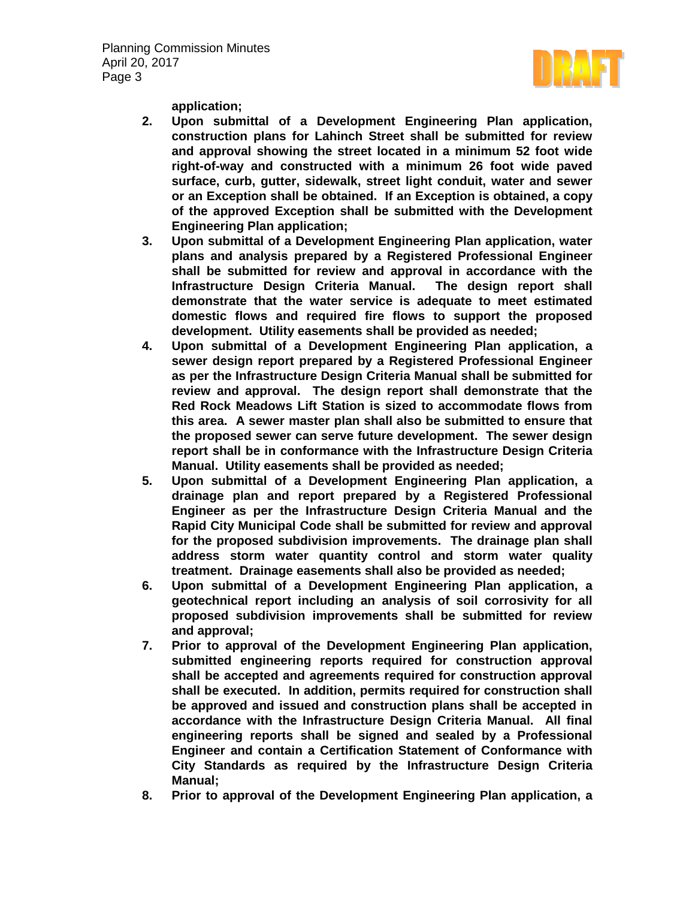**application;**

2. **Upon submittal of a Development Engineering Plan application, construction plans for Lahinch Street shall be submitted for review and approval showing the street located in a minimum 52 foot wide right-of-way and constructed with a minimum 26 foot wide paved surface, curb, gutter, sidewalk, street light conduit, water and sewer or an Exception shall be obtained. If an Exception is obtained, a copy of the approved Exception shall be submitted with the Development Engineering Plan application;**
3. **Upon submittal of a Development Engineering Plan application, water plans and analysis prepared by a Registered Professional Engineer shall be submitted for review and approval in accordance with the Infrastructure Design Criteria Manual. The design report shall demonstrate that the water service is adequate to meet estimated domestic flows and required fire flows to support the proposed development. Utility easements shall be provided as needed;**
4. **Upon submittal of a Development Engineering Plan application, a sewer design report prepared by a Registered Professional Engineer as per the Infrastructure Design Criteria Manual shall be submitted for review and approval. The design report shall demonstrate that the Red Rock Meadows Lift Station is sized to accommodate flows from this area. A sewer master plan shall also be submitted to ensure that the proposed sewer can serve future development. The sewer design report shall be in conformance with the Infrastructure Design Criteria Manual. Utility easements shall be provided as needed;**
5. **Upon submittal of a Development Engineering Plan application, a drainage plan and report prepared by a Registered Professional Engineer as per the Infrastructure Design Criteria Manual and the Rapid City Municipal Code shall be submitted for review and approval for the proposed subdivision improvements. The drainage plan shall address storm water quantity control and storm water quality treatment. Drainage easements shall also be provided as needed;**
6. **Upon submittal of a Development Engineering Plan application, a geotechnical report including an analysis of soil corrosivity for all proposed subdivision improvements shall be submitted for review and approval;**
7. **Prior to approval of the Development Engineering Plan application, submitted engineering reports required for construction approval shall be accepted and agreements required for construction approval shall be executed. In addition, permits required for construction shall be approved and issued and construction plans shall be accepted in accordance with the Infrastructure Design Criteria Manual. All final engineering reports shall be signed and sealed by a Professional Engineer and contain a Certification Statement of Conformance with City Standards as required by the Infrastructure Design Criteria Manual;**
8. **Prior to approval of the Development Engineering Plan application, a**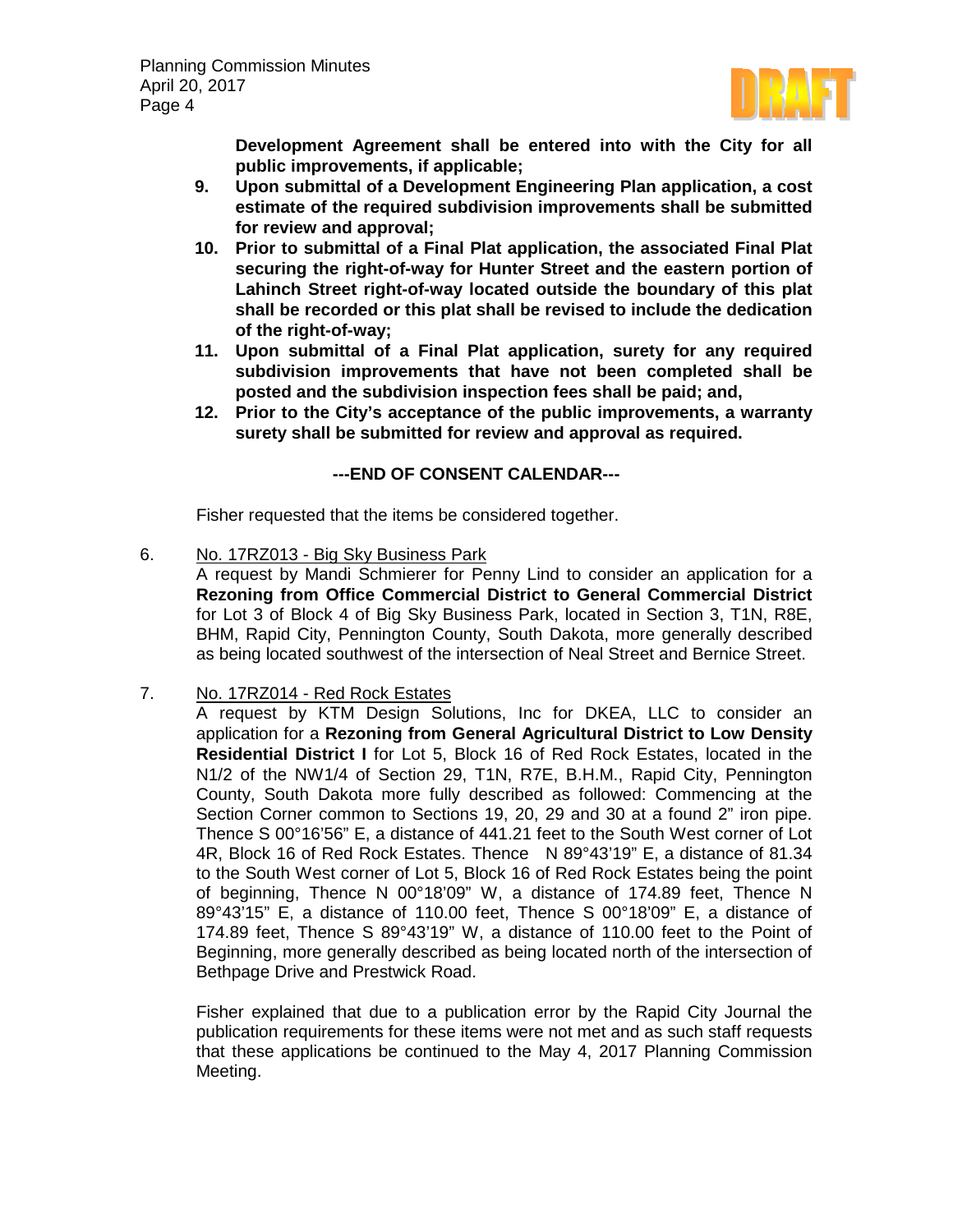**Development Agreement shall be entered into with the City for all public improvements, if applicable;**

9. **Upon submittal of a Development Engineering Plan application, a cost estimate of the required subdivision improvements shall be submitted for review and approval;**
10. **Prior to submittal of a Final Plat application, the associated Final Plat securing the right-of-way for Hunter Street and the eastern portion of Lahinch Street right-of-way located outside the boundary of this plat shall be recorded or this plat shall be revised to include the dedication of the right-of-way;**
11. **Upon submittal of a Final Plat application, surety for any required subdivision improvements that have not been completed shall be posted and the subdivision inspection fees shall be paid; and,**
12. **Prior to the City's acceptance of the public improvements, a warranty surety shall be submitted for review and approval as required.**

**---END OF CONSENT CALENDAR---**

Fisher requested that the items be considered together.

6. No. 17RZ013 - Big Sky Business Park

   A request by Mandi Schmierer for Penny Lind to consider an application for a **Rezoning from Office Commercial District to General Commercial District** for Lot 3 of Block 4 of Big Sky Business Park, located in Section 3, T1N, R8E, BHM, Rapid City, Pennington County, South Dakota, more generally described as being located southwest of the intersection of Neal Street and Bernice Street.

7. No. 17RZ014 - Red Rock Estates

   A request by KTM Design Solutions, Inc for DKEA, LLC to consider an application for a **Rezoning from General Agricultural District to Low Density Residential District I** for Lot 5, Block 16 of Red Rock Estates, located in the N1/2 of the NW1/4 of Section 29, T1N, R7E, B.H.M., Rapid City, Pennington County, South Dakota more fully described as followed: Commencing at the Section Corner common to Sections 19, 20, 29 and 30 at a found 2" iron pipe. Thence S 00°16'56" E, a distance of 441.21 feet to the South West corner of Lot 4R, Block 16 of Red Rock Estates. Thence N 89°43'19" E, a distance of 81.34 to the South West corner of Lot 5, Block 16 of Red Rock Estates being the point of beginning, Thence N 00°18'09" W, a distance of 174.89 feet, Thence N 89°43'15" E, a distance of 110.00 feet, Thence S 00°18'09" E, a distance of 174.89 feet, Thence S 89°43'19" W, a distance of 110.00 feet to the Point of Beginning, more generally described as being located north of the intersection of Bethpage Drive and Prestwick Road.

   Fisher explained that due to a publication error by the Rapid City Journal the publication requirements for these items were not met and as such staff requests that these applications be continued to the May 4, 2017 Planning Commission Meeting.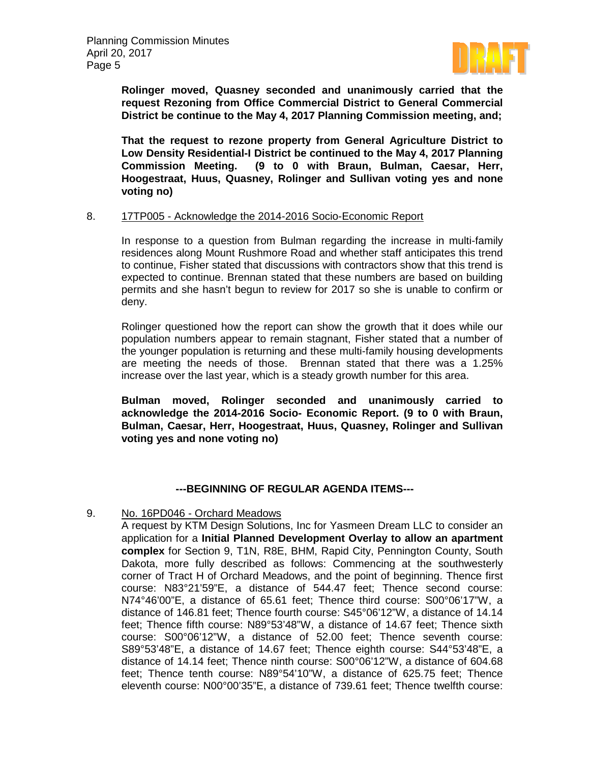**Rolinger moved, Quasney seconded and unanimously carried that the request Rezoning from Office Commercial District to General Commercial District be continue to the May 4, 2017 Planning Commission meeting, and;**

**That the request to rezone property from General Agriculture District to Low Density Residential-I District be continued to the May 4, 2017 Planning Commission Meeting. (9 to 0 with Braun, Bulman, Caesar, Herr, Hoogestraat, Huus, Quasney, Rolinger and Sullivan voting yes and none voting no)**

8. 17TP005 - Acknowledge the 2014-2016 Socio-Economic Report

In response to a question from Bulman regarding the increase in multi-family residences along Mount Rushmore Road and whether staff anticipates this trend to continue, Fisher stated that discussions with contractors show that this trend is expected to continue. Brennan stated that these numbers are based on building permits and she hasn't begun to review for 2017 so she is unable to confirm or deny.

Rolinger questioned how the report can show the growth that it does while our population numbers appear to remain stagnant, Fisher stated that a number of the younger population is returning and these multi-family housing developments are meeting the needs of those. Brennan stated that there was a 1.25% increase over the last year, which is a steady growth number for this area.

**Bulman moved, Rolinger seconded and unanimously carried to acknowledge the 2014-2016 Socio- Economic Report. (9 to 0 with Braun, Bulman, Caesar, Herr, Hoogestraat, Huus, Quasney, Rolinger and Sullivan voting yes and none voting no)**

**---BEGINNING OF REGULAR AGENDA ITEMS---**

9. No. 16PD046 - Orchard Meadows

A request by KTM Design Solutions, Inc for Yasmeen Dream LLC to consider an application for a **Initial Planned Development Overlay to allow an apartment complex** for Section 9, T1N, R8E, BHM, Rapid City, Pennington County, South Dakota, more fully described as follows: Commencing at the southwesterly corner of Tract H of Orchard Meadows, and the point of beginning. Thence first course: N83°21'59"E, a distance of 544.47 feet; Thence second course: N74°46'00"E, a distance of 65.61 feet; Thence third course: S00°06'17"W, a distance of 146.81 feet; Thence fourth course: S45°06'12"W, a distance of 14.14 feet; Thence fifth course: N89°53'48"W, a distance of 14.67 feet; Thence sixth course: S00°06'12"W, a distance of 52.00 feet; Thence seventh course: S89°53'48"E, a distance of 14.67 feet; Thence eighth course: S44°53'48"E, a distance of 14.14 feet; Thence ninth course: S00°06'12"W, a distance of 604.68 feet; Thence tenth course: N89°54'10"W, a distance of 625.75 feet; Thence eleventh course: N00°00'35"E, a distance of 739.61 feet; Thence twelfth course: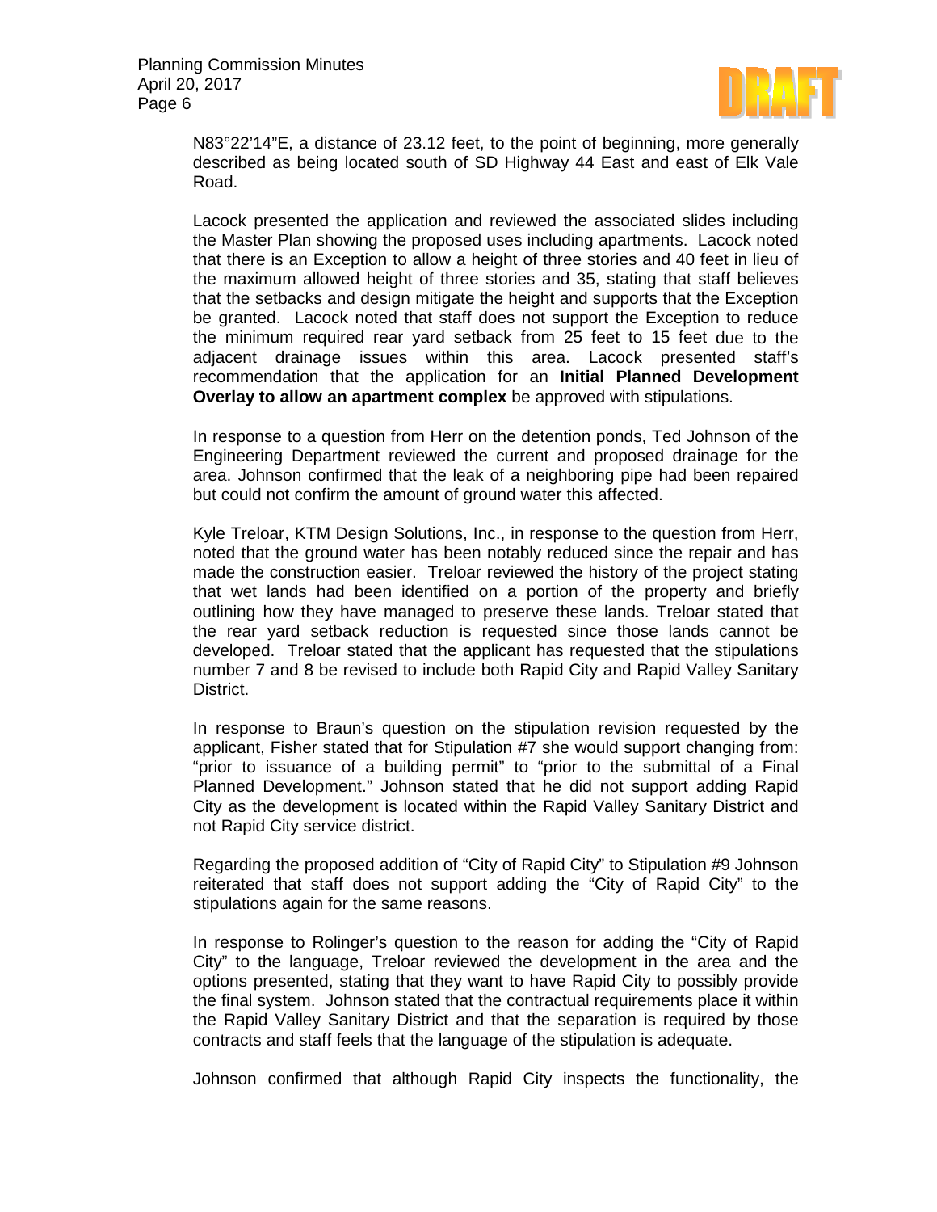N83°22'14"E, a distance of 23.12 feet, to the point of beginning, more generally described as being located south of SD Highway 44 East and east of Elk Vale Road.

Lacock presented the application and reviewed the associated slides including the Master Plan showing the proposed uses including apartments. Lacock noted that there is an Exception to allow a height of three stories and 40 feet in lieu of the maximum allowed height of three stories and 35, stating that staff believes that the setbacks and design mitigate the height and supports that the Exception be granted. Lacock noted that staff does not support the Exception to reduce the minimum required rear yard setback from 25 feet to 15 feet due to the adjacent drainage issues within this area. Lacock presented staff's recommendation that the application for an **Initial Planned Development Overlay to allow an apartment complex** be approved with stipulations.

In response to a question from Herr on the detention ponds, Ted Johnson of the Engineering Department reviewed the current and proposed drainage for the area. Johnson confirmed that the leak of a neighboring pipe had been repaired but could not confirm the amount of ground water this affected.

Kyle Treloar, KTM Design Solutions, Inc., in response to the question from Herr, noted that the ground water has been notably reduced since the repair and has made the construction easier. Treloar reviewed the history of the project stating that wet lands had been identified on a portion of the property and briefly outlining how they have managed to preserve these lands. Treloar stated that the rear yard setback reduction is requested since those lands cannot be developed. Treloar stated that the applicant has requested that the stipulations number 7 and 8 be revised to include both Rapid City and Rapid Valley Sanitary District.

In response to Braun's question on the stipulation revision requested by the applicant, Fisher stated that for Stipulation #7 she would support changing from: "prior to issuance of a building permit" to "prior to the submittal of a Final Planned Development." Johnson stated that he did not support adding Rapid City as the development is located within the Rapid Valley Sanitary District and not Rapid City service district.

Regarding the proposed addition of "City of Rapid City" to Stipulation #9 Johnson reiterated that staff does not support adding the "City of Rapid City" to the stipulations again for the same reasons.

In response to Rolinger's question to the reason for adding the "City of Rapid City" to the language, Treloar reviewed the development in the area and the options presented, stating that they want to have Rapid City to possibly provide the final system. Johnson stated that the contractual requirements place it within the Rapid Valley Sanitary District and that the separation is required by those contracts and staff feels that the language of the stipulation is adequate.

Johnson confirmed that although Rapid City inspects the functionality, the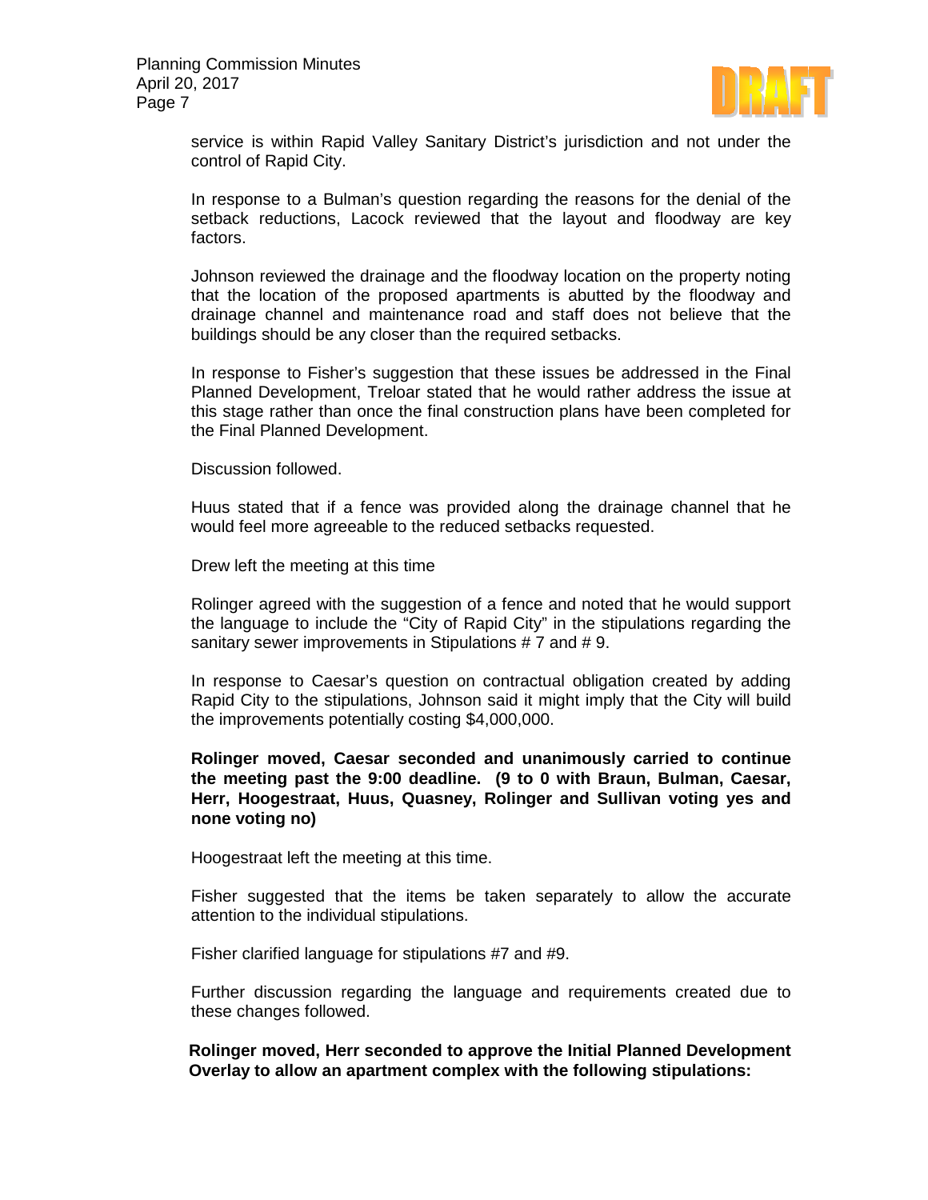service is within Rapid Valley Sanitary District's jurisdiction and not under the control of Rapid City.

In response to a Bulman's question regarding the reasons for the denial of the setback reductions, Lacock reviewed that the layout and floodway are key factors.

Johnson reviewed the drainage and the floodway location on the property noting that the location of the proposed apartments is abutted by the floodway and drainage channel and maintenance road and staff does not believe that the buildings should be any closer than the required setbacks.

In response to Fisher's suggestion that these issues be addressed in the Final Planned Development, Treloar stated that he would rather address the issue at this stage rather than once the final construction plans have been completed for the Final Planned Development.

Discussion followed.

Huus stated that if a fence was provided along the drainage channel that he would feel more agreeable to the reduced setbacks requested.

Drew left the meeting at this time

Rolinger agreed with the suggestion of a fence and noted that he would support the language to include the "City of Rapid City" in the stipulations regarding the sanitary sewer improvements in Stipulations # 7 and # 9.

In response to Caesar's question on contractual obligation created by adding Rapid City to the stipulations, Johnson said it might imply that the City will build the improvements potentially costing $4,000,000.

**Rolinger moved, Caesar seconded and unanimously carried to continue the meeting past the 9:00 deadline. (9 to 0 with Braun, Bulman, Caesar, Herr, Hoogestraat, Huus, Quasney, Rolinger and Sullivan voting yes and none voting no)**

Hoogestraat left the meeting at this time.

Fisher suggested that the items be taken separately to allow the accurate attention to the individual stipulations.

Fisher clarified language for stipulations #7 and #9.

Further discussion regarding the language and requirements created due to these changes followed.

**Rolinger moved, Herr seconded to approve the Initial Planned Development Overlay to allow an apartment complex with the following stipulations:**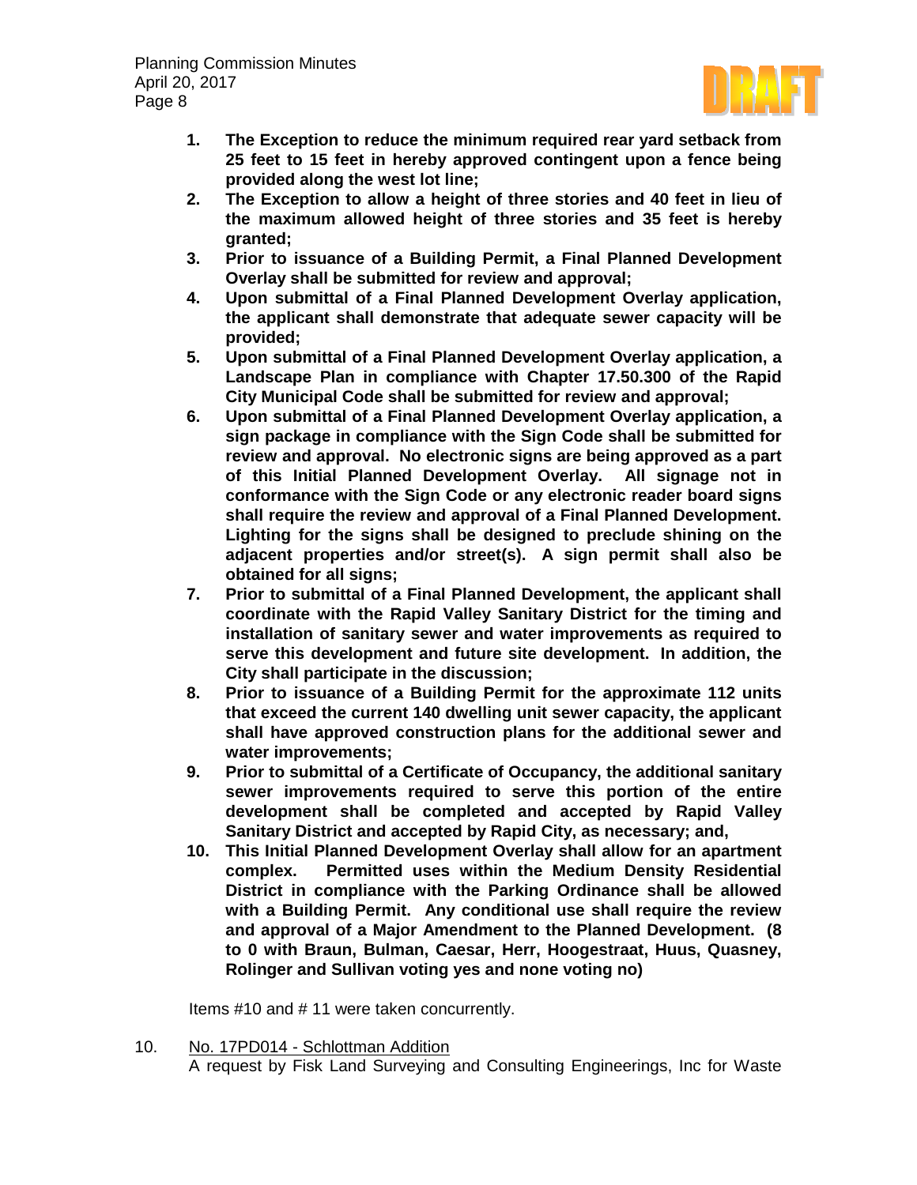1. **The Exception to reduce the minimum required rear yard setback from 25 feet to 15 feet in hereby approved contingent upon a fence being provided along the west lot line;**
2. **The Exception to allow a height of three stories and 40 feet in lieu of the maximum allowed height of three stories and 35 feet is hereby granted;**
3. **Prior to issuance of a Building Permit, a Final Planned Development Overlay shall be submitted for review and approval;**
4. **Upon submittal of a Final Planned Development Overlay application, the applicant shall demonstrate that adequate sewer capacity will be provided;**
5. **Upon submittal of a Final Planned Development Overlay application, a Landscape Plan in compliance with Chapter 17.50.300 of the Rapid City Municipal Code shall be submitted for review and approval;**
6. **Upon submittal of a Final Planned Development Overlay application, a sign package in compliance with the Sign Code shall be submitted for review and approval. No electronic signs are being approved as a part of this Initial Planned Development Overlay. All signage not in conformance with the Sign Code or any electronic reader board signs shall require the review and approval of a Final Planned Development. Lighting for the signs shall be designed to preclude shining on the adjacent properties and/or street(s). A sign permit shall also be obtained for all signs;**
7. **Prior to submittal of a Final Planned Development, the applicant shall coordinate with the Rapid Valley Sanitary District for the timing and installation of sanitary sewer and water improvements as required to serve this development and future site development. In addition, the City shall participate in the discussion;**
8. **Prior to issuance of a Building Permit for the approximate 112 units that exceed the current 140 dwelling unit sewer capacity, the applicant shall have approved construction plans for the additional sewer and water improvements;**
9. **Prior to submittal of a Certificate of Occupancy, the additional sanitary sewer improvements required to serve this portion of the entire development shall be completed and accepted by Rapid Valley Sanitary District and accepted by Rapid City, as necessary; and,**
10. **This Initial Planned Development Overlay shall allow for an apartment complex. Permitted uses within the Medium Density Residential District in compliance with the Parking Ordinance shall be allowed with a Building Permit. Any conditional use shall require the review and approval of a Major Amendment to the Planned Development. (8 to 0 with Braun, Bulman, Caesar, Herr, Hoogestraat, Huus, Quasney, Rolinger and Sullivan voting yes and none voting no)**

Items #10 and # 11 were taken concurrently.

10. No. 17PD014 - Schlottman Addition
A request by Fisk Land Surveying and Consulting Engineerings, Inc for Waste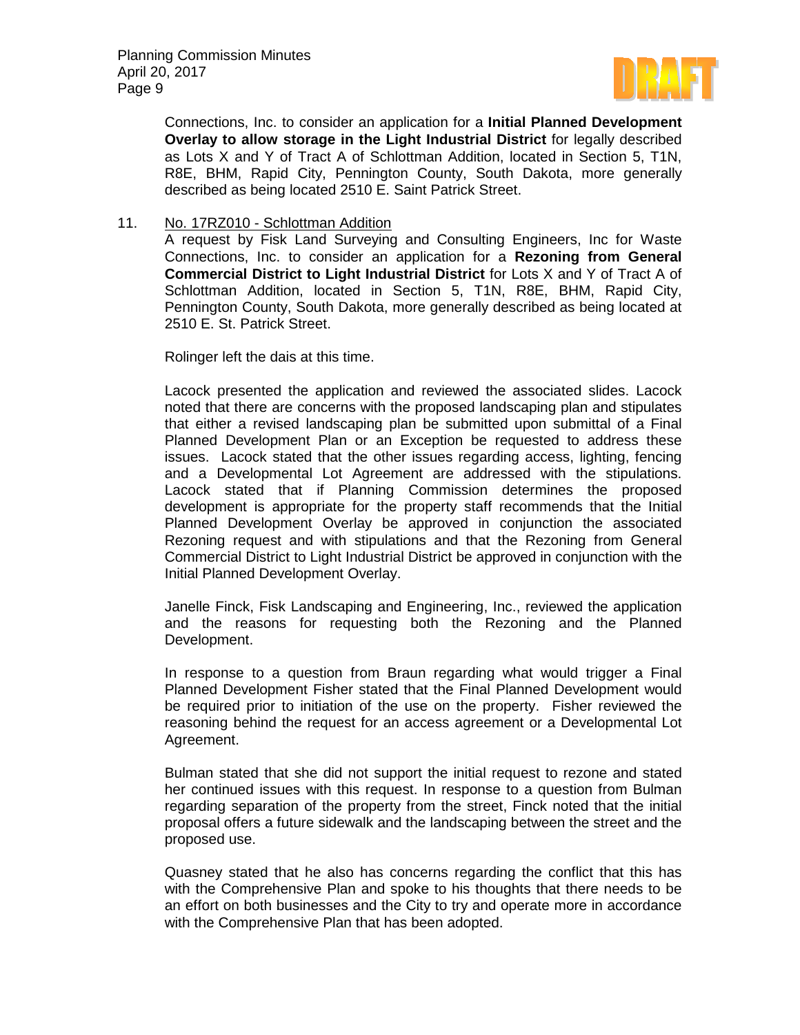Connections, Inc. to consider an application for a **Initial Planned Development Overlay to allow storage in the Light Industrial District** for legally described as Lots X and Y of Tract A of Schlottman Addition, located in Section 5, T1N, R8E, BHM, Rapid City, Pennington County, South Dakota, more generally described as being located 2510 E. Saint Patrick Street.

11. No. 17RZ010 - Schlottman Addition

A request by Fisk Land Surveying and Consulting Engineers, Inc for Waste Connections, Inc. to consider an application for a **Rezoning from General Commercial District to Light Industrial District** for Lots X and Y of Tract A of Schlottman Addition, located in Section 5, T1N, R8E, BHM, Rapid City, Pennington County, South Dakota, more generally described as being located at 2510 E. St. Patrick Street.

Rolinger left the dais at this time.

Lacock presented the application and reviewed the associated slides. Lacock noted that there are concerns with the proposed landscaping plan and stipulates that either a revised landscaping plan be submitted upon submittal of a Final Planned Development Plan or an Exception be requested to address these issues. Lacock stated that the other issues regarding access, lighting, fencing and a Developmental Lot Agreement are addressed with the stipulations. Lacock stated that if Planning Commission determines the proposed development is appropriate for the property staff recommends that the Initial Planned Development Overlay be approved in conjunction the associated Rezoning request and with stipulations and that the Rezoning from General Commercial District to Light Industrial District be approved in conjunction with the Initial Planned Development Overlay.

Janelle Finck, Fisk Landscaping and Engineering, Inc., reviewed the application and the reasons for requesting both the Rezoning and the Planned Development.

In response to a question from Braun regarding what would trigger a Final Planned Development Fisher stated that the Final Planned Development would be required prior to initiation of the use on the property. Fisher reviewed the reasoning behind the request for an access agreement or a Developmental Lot Agreement.

Bulman stated that she did not support the initial request to rezone and stated her continued issues with this request. In response to a question from Bulman regarding separation of the property from the street, Finck noted that the initial proposal offers a future sidewalk and the landscaping between the street and the proposed use.

Quasney stated that he also has concerns regarding the conflict that this has with the Comprehensive Plan and spoke to his thoughts that there needs to be an effort on both businesses and the City to try and operate more in accordance with the Comprehensive Plan that has been adopted.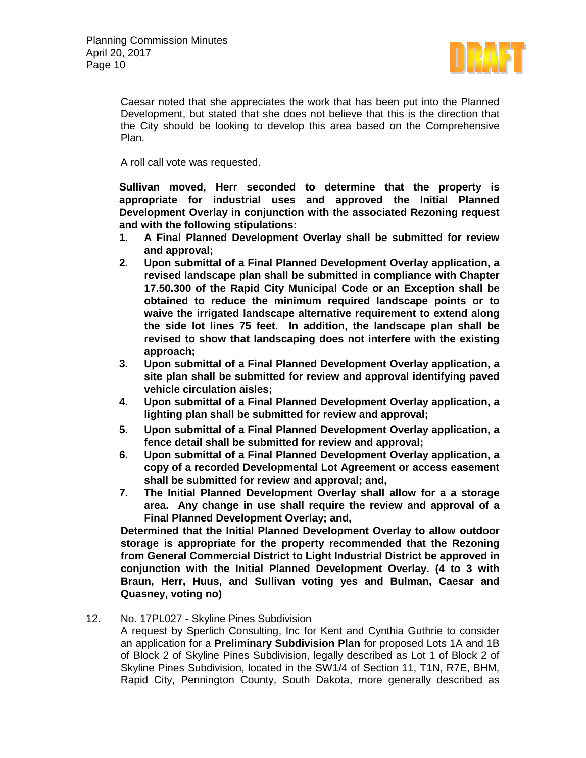Caesar noted that she appreciates the work that has been put into the Planned Development, but stated that she does not believe that this is the direction that the City should be looking to develop this area based on the Comprehensive Plan.

A roll call vote was requested.

**Sullivan moved, Herr seconded to determine that the property is appropriate for industrial uses and approved the Initial Planned Development Overlay in conjunction with the associated Rezoning request and with the following stipulations:**

1. **A Final Planned Development Overlay shall be submitted for review and approval;**
2. **Upon submittal of a Final Planned Development Overlay application, a revised landscape plan shall be submitted in compliance with Chapter 17.50.300 of the Rapid City Municipal Code or an Exception shall be obtained to reduce the minimum required landscape points or to waive the irrigated landscape alternative requirement to extend along the side lot lines 75 feet. In addition, the landscape plan shall be revised to show that landscaping does not interfere with the existing approach;**
3. **Upon submittal of a Final Planned Development Overlay application, a site plan shall be submitted for review and approval identifying paved vehicle circulation aisles;**
4. **Upon submittal of a Final Planned Development Overlay application, a lighting plan shall be submitted for review and approval;**
5. **Upon submittal of a Final Planned Development Overlay application, a fence detail shall be submitted for review and approval;**
6. **Upon submittal of a Final Planned Development Overlay application, a copy of a recorded Developmental Lot Agreement or access easement shall be submitted for review and approval; and,**
7. **The Initial Planned Development Overlay shall allow for a a storage area. Any change in use shall require the review and approval of a Final Planned Development Overlay; and,**

**Determined that the Initial Planned Development Overlay to allow outdoor storage is appropriate for the property recommended that the Rezoning from General Commercial District to Light Industrial District be approved in conjunction with the Initial Planned Development Overlay. (4 to 3 with Braun, Herr, Huus, and Sullivan voting yes and Bulman, Caesar and Quasney, voting no)**

12. No. 17PL027 - Skyline Pines Subdivision

A request by Sperlich Consulting, Inc for Kent and Cynthia Guthrie to consider an application for a **Preliminary Subdivision Plan** for proposed Lots 1A and 1B of Block 2 of Skyline Pines Subdivision, legally described as Lot 1 of Block 2 of Skyline Pines Subdivision, located in the SW1/4 of Section 11, T1N, R7E, BHM, Rapid City, Pennington County, South Dakota, more generally described as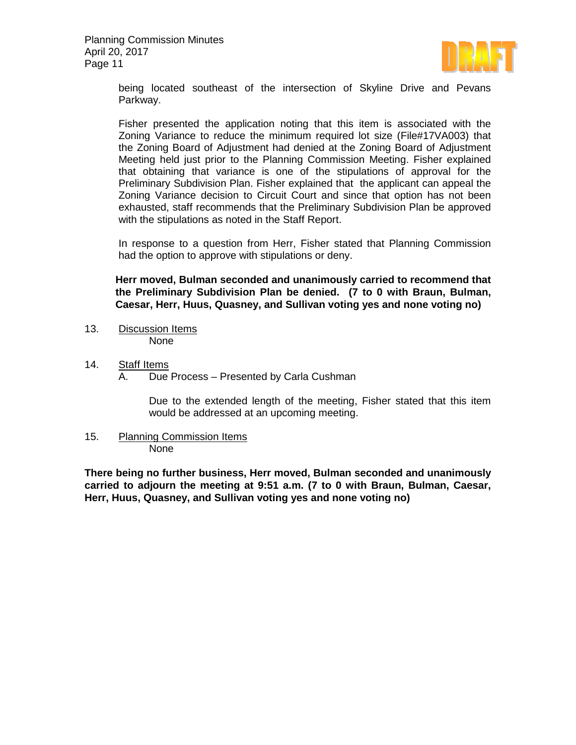being located southeast of the intersection of Skyline Drive and Pevans Parkway.

Fisher presented the application noting that this item is associated with the Zoning Variance to reduce the minimum required lot size (File#17VA003) that the Zoning Board of Adjustment had denied at the Zoning Board of Adjustment Meeting held just prior to the Planning Commission Meeting. Fisher explained that obtaining that variance is one of the stipulations of approval for the Preliminary Subdivision Plan. Fisher explained that the applicant can appeal the Zoning Variance decision to Circuit Court and since that option has not been exhausted, staff recommends that the Preliminary Subdivision Plan be approved with the stipulations as noted in the Staff Report.

In response to a question from Herr, Fisher stated that Planning Commission had the option to approve with stipulations or deny.

**Herr moved, Bulman seconded and unanimously carried to recommend that the Preliminary Subdivision Plan be denied. (7 to 0 with Braun, Bulman, Caesar, Herr, Huus, Quasney, and Sullivan voting yes and none voting no)**

13. Discussion Items
    None

14. Staff Items
    A. Due Process – Presented by Carla Cushman

       Due to the extended length of the meeting, Fisher stated that this item would be addressed at an upcoming meeting.

15. Planning Commission Items
    None

**There being no further business, Herr moved, Bulman seconded and unanimously carried to adjourn the meeting at 9:51 a.m. (7 to 0 with Braun, Bulman, Caesar, Herr, Huus, Quasney, and Sullivan voting yes and none voting no)**